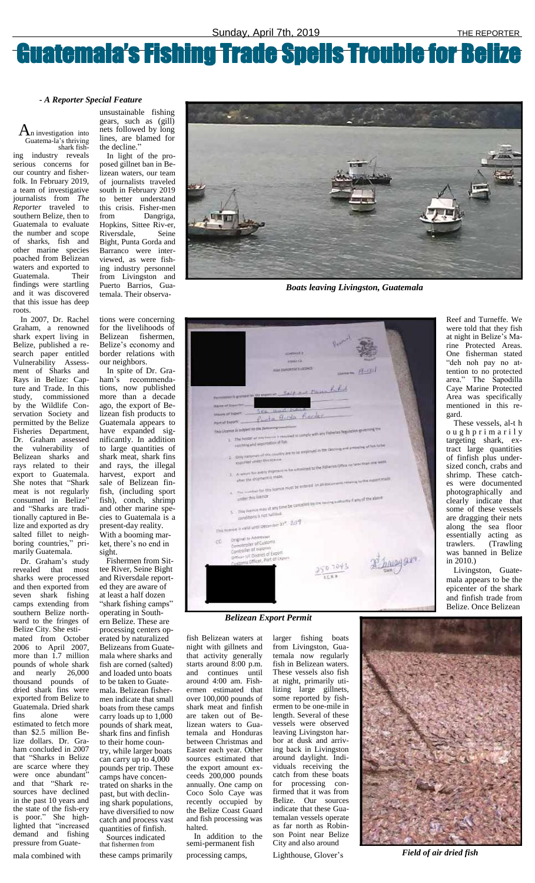# Guatemala's Fishing Trade Spells Trouble for Belize

*- A Reporter Special Feature*

An investigation into Guatemala's thriving shark fishing industry reveals serious concerns for our country and fisherfolk. In February 2019, a team of investigative journalists from *The Reporter* traveled to southern Belize, then to Guatemala to evaluate the number and scope of sharks, fish and other marine species poached from Belizean waters and exported to Guatemala. Their findings were startling and it was discovered that this issue has deep roots.

In 2007, Dr. Rachel Graham, a renowned shark expert living in Belize, published a research paper entitled Vulnerability Assessment of Sharks and Rays in Belize: Capture and Trade. In this study, commissioned by the Wildlife Conservation Society and permitted by the Belize Fisheries Department, Dr. Graham assessed the vulnerability of Belizean sharks and rays related to their export to Guatemala. She notes that "Shark meat is not regularly consumed in Belize" and "Sharks are traditionally captured in Belize and exported as dry salted fillet to neighboring countries," primarily Guatemala.

Dr. Graham's study revealed that most sharks were processed and then exported from seven shark fishing camps extending from southern Belize northward to the fringes of Belize City. She estimated from October 2006 to April 2007, more than 1.7 million pounds of whole shark and nearly 26,000 thousand pounds of dried shark fins were exported from Belize to Guatemala. Dried shark fins alone were estimated to fetch more than $2.5 million Belize dollars. Dr. Graham concluded in 2007 that "Sharks in Belize are scarce where they were once abundant" and that "Shark resources have declined in the past 10 years and the state of the fishery is poor." She highlighted that "increased demand and fishing pressure from Guatemala combined with unsustainable fishing gears, such as (gill) nets followed by long lines, are blamed for the decline."

In light of the proposed gillnet ban in Belizean waters, our team of journalists traveled south in February 2019 to better understand this crisis. Fisher-men from Dangriga, Hopkins, Sittee Riv-er, Riversdale, Seine Bight, Punta Gorda and Barranco were interviewed, as were fishing industry personnel from Livingston and Puerto Barrios, Guatemala. Their observations were concerning for the livelihoods of Belizean fishermen, Belize's economy and border relations with our neighbors.

In spite of Dr. Graham's recommendations, now published more than a decade ago, the export of Belizean fish products to Guatemala appears to have expanded significantly. In addition to large quantities of shark meat, shark fins and rays, the illegal harvest, export and sale of Belizean finfish, (including sport fish), conch, shrimp and other marine species to Guatemala is a present-day reality. With a booming market, there's no end in sight.

Fishermen from Sittee River, Seine Bight and Riversdale reported they are aware of at least a half dozen "shark fishing camps" operating in Southern Belize. These are processing centers operated by naturalized Belizeans from Guatemala where sharks and fish are corned (salted) and loaded unto boats to be taken to Guatemala. Belizean fishermen indicate that small boats from these camps carry loads up to 1,000 pounds of shark meat, shark fins and finfish to their home country, while larger boats can carry up to 4,000 pounds per trip. These camps have concentrated on sharks in the past, but with declining shark populations, have diversified to now catch and process vast quantities of finfish.

Sources indicated that fishermen from these camps primarily fish Belizean waters at night with gillnets and that activity generally starts around 8:00 p.m. and continues until around 4:00 am. Fishermen estimated that over 100,000 pounds of shark meat and finfish are taken out of Belizean waters to Guatemala and Honduras between Christmas and Easter each year. Other sources estimated that the export amount exceeds 200,000 pounds annually. One camp on Coco Solo Caye was recently occupied by the Belize Coast Guard and fish processing was halted.

In addition to the semi-permanent fish processing camps, larger fishing boats from Livingston, Guatemala now regularly fish in Belizean waters. These vessels also fish at night, primarily utilizing large gillnets, some reported by fishermen to be one-mile in length. Several of these vessels were observed leaving Livingston harbor at dusk and arriving back in Livingston around daylight. Individuals receiving the catch from these boats for processing confirmed that it was from Belize. Our sources indicate that these Guatemalan vessels operate as far north as Robinson Point near Belize City and also around Lighthouse, Glover's Reef and Turneffe. We were told that they fish at night in Belize's Marine Protected Areas. One fisherman stated "deh noh pay no attention to no protected area." The Sapodilla Caye Marine Protected Area was specifically mentioned in this regard.

These vessels, although primarily targeting shark, extract large quantities of finfish plus undersized conch, crabs and shrimp. These catches were documented photographically and clearly indicate that some of these vessels are dragging their nets along the sea floor essentially acting as trawlers. (Trawling was banned in Belize in 2010.)

Livingston, Guatemala appears to be the epicenter of the shark and finfish trade from Belize. Once Belizean

*Boats leaving Livingston, Guatemala*

*Belizean Export Permit*

*Field of air dried fish*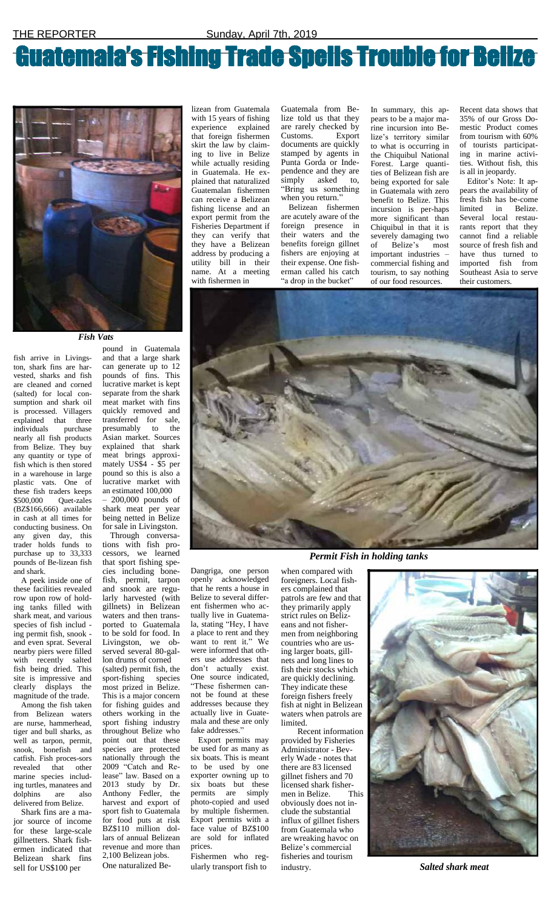# Guatemala's Fishing Trade Spells Trouble for Belize

*Fish Vats*

fish arrive in Livingston, shark fins are harvested, sharks and fish are cleaned and corned (salted) for local consumption and shark oil is processed. Villagers explained that three individuals purchase nearly all fish products from Belize. They buy any quantity or type of fish which is then stored in a warehouse in large plastic vats. One of these fish traders keeps $500,000 Quet-zales (BZ$166,666) available in cash at all times for conducting business. On any given day, this trader holds funds to purchase up to 33,333 pounds of Be-lizean fish and shark.

A peek inside one of these facilities revealed row upon row of holding tanks filled with shark meat, and various species of fish includ - ing permit fish, snook - and even sprat. Several nearby piers were filled with recently salted fish being dried. This site is impressive and clearly displays the magnitude of the trade.

Among the fish taken from Belizean waters are nurse, hammerhead, tiger and bull sharks, as well as tarpon, permit, snook, bonefish and catfish. Fish proces-sors revealed that other marine species including turtles, manatees and dolphins are also delivered from Belize.

Shark fins are a major source of income for these large-scale gillnetters. Shark fishermen indicated that Belizean shark fins sell for US$100 per pound in Guatemala and that a large shark can generate up to 12 pounds of fins. This lucrative market is kept separate from the shark meat market with fins quickly removed and transferred for sale, presumably to the Asian market. Sources explained that shark meat brings approximately US$4 - $5 per pound so this is also a lucrative market with an estimated 100,000 – 200,000 pounds of shark meat per year being netted in Belize for sale in Livingston.

Through conversations with fish processors, we learned that sport fishing species including bonefish, permit, tarpon and snook are regularly harvested (with gillnets) in Belizean waters and then transported to Guatemala to be sold for food. In Livingston, we observed several 80-gallon drums of corned (salted) permit fish, the sport-fishing species most prized in Belize. This is a major concern for fishing guides and others working in the sport fishing industry throughout Belize who point out that these species are protected nationally through the 2009 "Catch and Release" law. Based on a 2013 study by Dr. Anthony Fedler, the harvest and export of sport fish to Guatemala for food puts at risk BZ$110 million dollars of annual Belizean revenue and more than 2,100 Belizean jobs.

One naturalized Belizean from Guatemala with 15 years of fishing experience explained that foreign fishermen skirt the law by claiming to live in Belize while actually residing in Guatemala. He explained that naturalized Guatemalan fishermen can receive a Belizean fishing license and an export permit from the Fisheries Department if they can verify that they have a Belizean address by producing a utility bill in their name. At a meeting with fishermen in Dangriga, one person openly acknowledged that he rents a house in Belize to several different fishermen who actually live in Guatemala, stating "Hey, I have a place to rent and they want to rent it." We were informed that others use addresses that don't actually exist. One source indicated, "These fishermen cannot be found at these addresses because they actually live in Guatemala and these are only fake addresses."

Export permits may be used for as many as six boats. This is meant to be used by one exporter owning up to six boats but these permits are simply photo-copied and used by multiple fishermen. Export permits with a face value of BZ$100 are sold for inflated prices.

Fishermen who regularly transport fish to Guatemala from Belize told us that they are rarely checked by Customs. Export documents are quickly stamped by agents in Punta Gorda or Independence and they are simply asked to, "Bring us something when you return."

Belizean fishermen are acutely aware of the foreign presence in their waters and the benefits foreign gillnet fishers are enjoying at their expense. One fisherman called his catch "a drop in the bucket" when compared with foreigners. Local fishers complained that patrols are few and that they primarily apply strict rules on Belizeans and not fishermen from neighboring countries who are using larger boats, gillnets and long lines to fish their stocks which are quickly declining. They indicate these foreign fishers freely fish at night in Belizean waters when patrols are limited.

Recent information provided by Fisheries Administrator - Beverly Wade - notes that there are 83 licensed gillnet fishers and 70 licensed shark fishermen in Belize. This obviously does not include the substantial influx of gillnet fishers from Guatemala who are wreaking havoc on Belize's commercial fisheries and tourism industry.

In summary, this appears to be a major marine incursion into Belize's territory similar to what is occurring in the Chiquibul National Forest. Large quantities of Belizean fish are being exported for sale in Guatemala with zero benefit to Belize. This incursion is per-haps more significant than Chiquibul in that it is severely damaging two of Belize's most important industries – commercial fishing and tourism, to say nothing of our food resources.

Recent data shows that 35% of our Gross Domestic Product comes from tourism with 60% of tourists participating in marine activities. Without fish, this is all in jeopardy.

Editor's Note: It appears the availability of fresh fish has be-come limited in Belize. Several local restaurants report that they cannot find a reliable source of fresh fish and have thus turned to imported fish from Southeast Asia to serve their customers.

*Permit Fish in holding tanks*

*Salted shark meat*